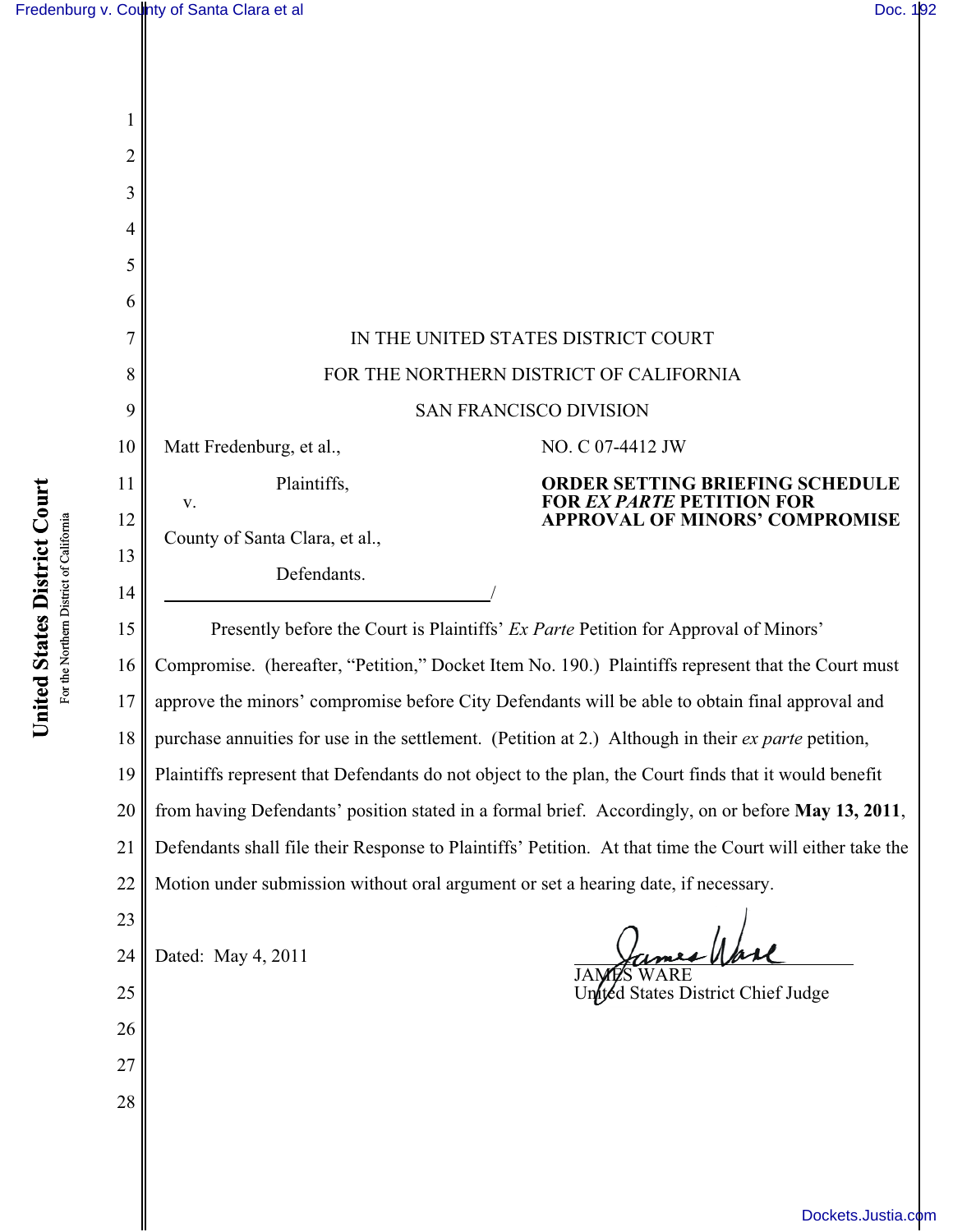IN THE UNITED STATES DISTRICT COURT

FOR THE NORTHERN DISTRICT OF CALIFORNIA

SAN FRANCISCO DIVISION

Matt Fredenburg, et al.,

Plaintiffs,

v.

County of Santa Clara, et al.,

Defendants.

/

NO. C 07-4412 JW

**ORDER SETTING BRIEFING SCHEDULE FOR *EX PARTE* PETITION FOR APPROVAL OF MINORS' COMPROMISE**

Presently before the Court is Plaintiffs' *Ex Parte* Petition for Approval of Minors' Compromise. (hereafter, "Petition," Docket Item No. 190.) Plaintiffs represent that the Court must approve the minors' compromise before City Defendants will be able to obtain final approval and purchase annuities for use in the settlement. (Petition at 2.) Although in their *ex parte* petition, Plaintiffs represent that Defendants do not object to the plan, the Court finds that it would benefit from having Defendants' position stated in a formal brief. Accordingly, on or before **May 13, 2011**, Defendants shall file their Response to Plaintiffs' Petition. At that time the Court will either take the Motion under submission without oral argument or set a hearing date, if necessary.

Dated: May 4, 2011

JAMES WARE
United States District Chief Judge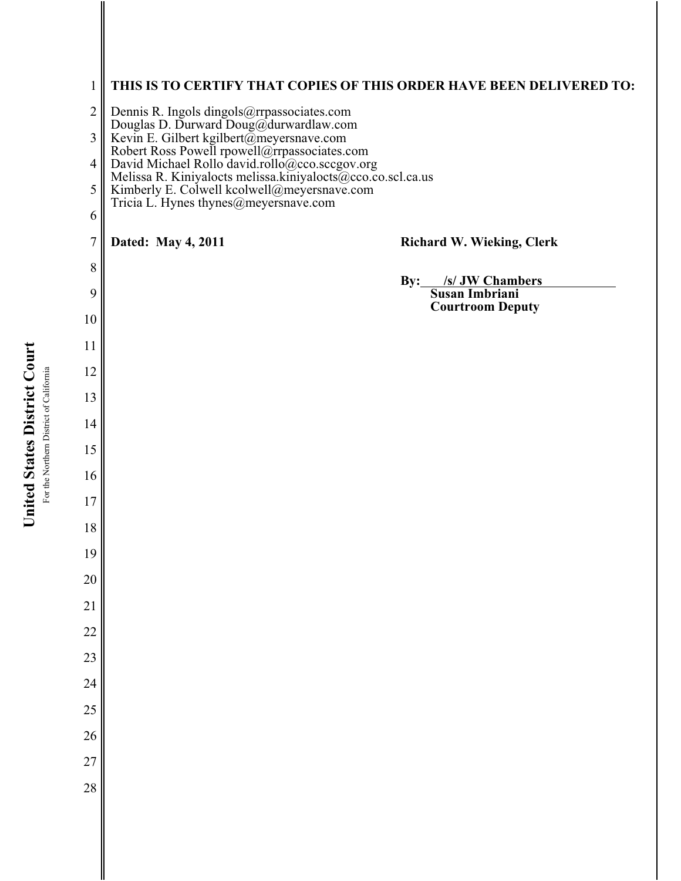**THIS IS TO CERTIFY THAT COPIES OF THIS ORDER HAVE BEEN DELIVERED TO:**

Dennis R. Ingols dingols@rrpassociates.com
Douglas D. Durward Doug@durwardlaw.com
Kevin E. Gilbert kgilbert@meyersnave.com
Robert Ross Powell rpowell@rrpassociates.com
David Michael Rollo david.rollo@cco.sccgov.org
Melissa R. Kiniyalocts melissa.kiniyalocts@cco.co.scl.ca.us
Kimberly E. Colwell kcolwell@meyersnave.com
Tricia L. Hynes thynes@meyersnave.com

**Dated: May 4, 2011** **Richard W. Wieking, Clerk**

**By: /s/ JW Chambers**
**Susan Imbriani**
**Courtroom Deputy**